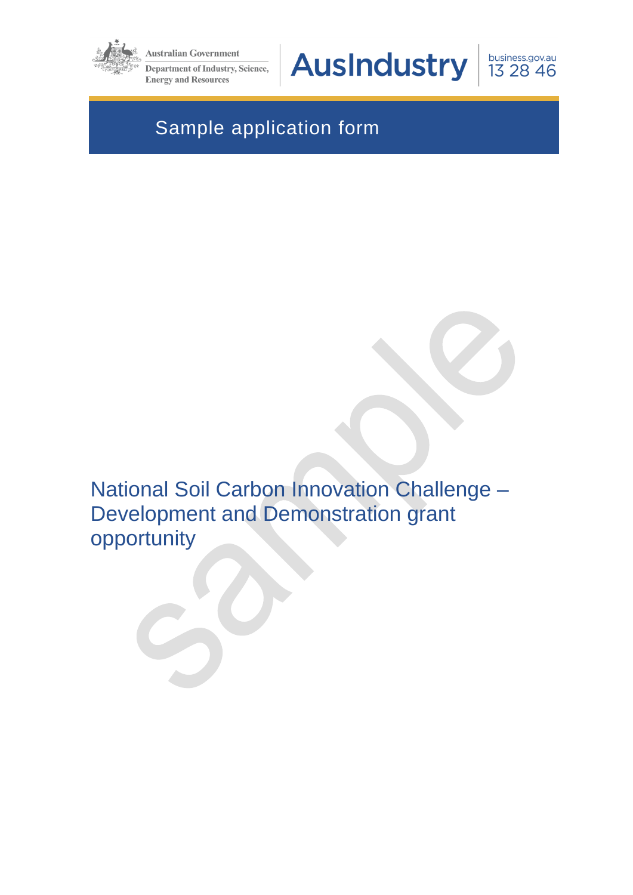Australian Government

Department of Industry, Science, Energy and Resources

AusIndustry

business.gov.au 13 28 46

Sample application form

# National Soil Carbon Innovation Challenge – Development and Demonstration grant opportunity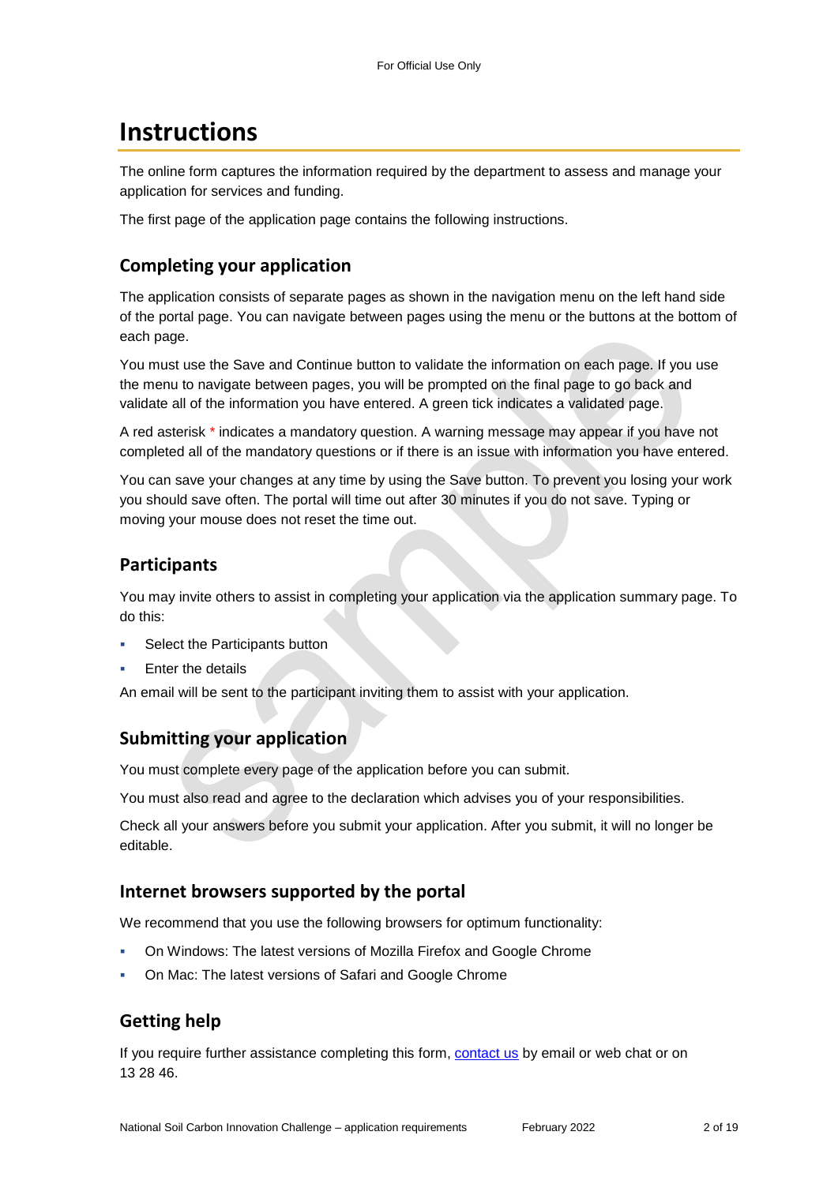# Instructions

The online form captures the information required by the department to assess and manage your application for services and funding.

The first page of the application page contains the following instructions.

## Completing your application

The application consists of separate pages as shown in the navigation menu on the left hand side of the portal page. You can navigate between pages using the menu or the buttons at the bottom of each page.

You must use the Save and Continue button to validate the information on each page. If you use the menu to navigate between pages, you will be prompted on the final page to go back and validate all of the information you have entered. A green tick indicates a validated page.

A red asterisk * indicates a mandatory question. A warning message may appear if you have not completed all of the mandatory questions or if there is an issue with information you have entered.

You can save your changes at any time by using the Save button. To prevent you losing your work you should save often. The portal will time out after 30 minutes if you do not save. Typing or moving your mouse does not reset the time out.

## Participants

You may invite others to assist in completing your application via the application summary page. To do this:

- Select the Participants button
- Enter the details

An email will be sent to the participant inviting them to assist with your application.

## Submitting your application

You must complete every page of the application before you can submit.

You must also read and agree to the declaration which advises you of your responsibilities.

Check all your answers before you submit your application. After you submit, it will no longer be editable.

## Internet browsers supported by the portal

We recommend that you use the following browsers for optimum functionality:

- On Windows: The latest versions of Mozilla Firefox and Google Chrome
- On Mac: The latest versions of Safari and Google Chrome

## Getting help

If you require further assistance completing this form, contact us by email or web chat or on 13 28 46.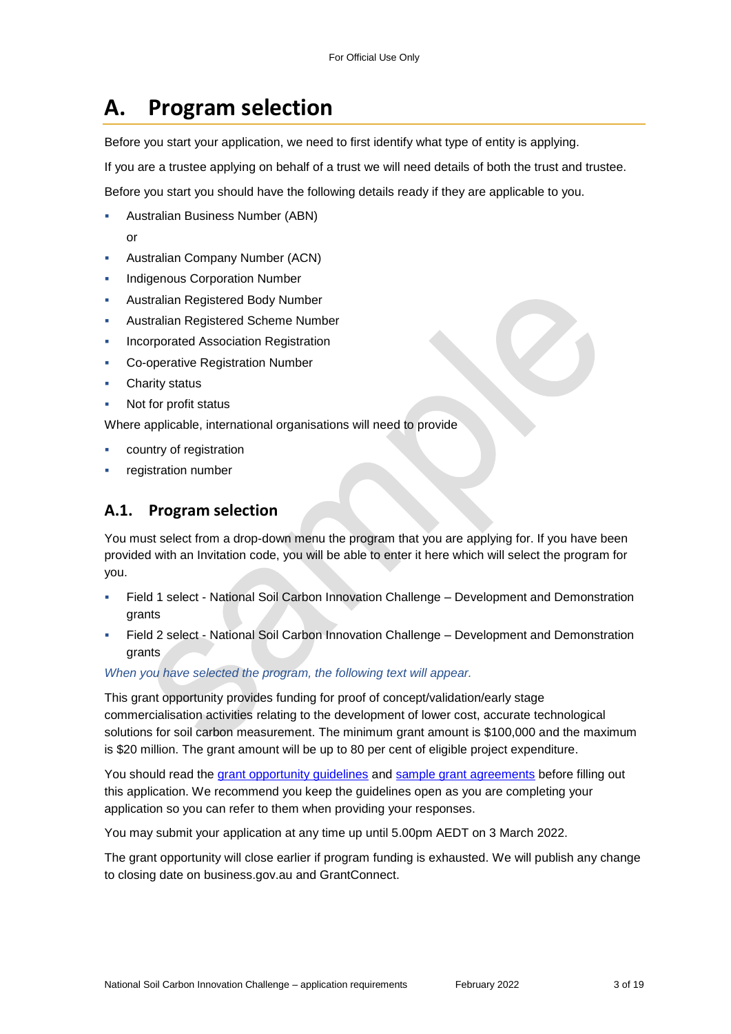# A. Program selection

Before you start your application, we need to first identify what type of entity is applying.

If you are a trustee applying on behalf of a trust we will need details of both the trust and trustee.

Before you start you should have the following details ready if they are applicable to you.

- Australian Business Number (ABN)

  or
- Australian Company Number (ACN)
- Indigenous Corporation Number
- Australian Registered Body Number
- Australian Registered Scheme Number
- Incorporated Association Registration
- Co-operative Registration Number
- Charity status
- Not for profit status

Where applicable, international organisations will need to provide

- country of registration
- registration number

## A.1. Program selection

You must select from a drop-down menu the program that you are applying for. If you have been provided with an Invitation code, you will be able to enter it here which will select the program for you.

- Field 1 select - National Soil Carbon Innovation Challenge – Development and Demonstration grants
- Field 2 select - National Soil Carbon Innovation Challenge – Development and Demonstration grants

*When you have selected the program, the following text will appear.*

This grant opportunity provides funding for proof of concept/validation/early stage commercialisation activities relating to the development of lower cost, accurate technological solutions for soil carbon measurement. The minimum grant amount is $100,000 and the maximum is $20 million. The grant amount will be up to 80 per cent of eligible project expenditure.

You should read the [grant opportunity guidelines]() and [sample grant agreements]() before filling out this application. We recommend you keep the guidelines open as you are completing your application so you can refer to them when providing your responses.

You may submit your application at any time up until 5.00pm AEDT on 3 March 2022.

The grant opportunity will close earlier if program funding is exhausted. We will publish any change to closing date on business.gov.au and GrantConnect.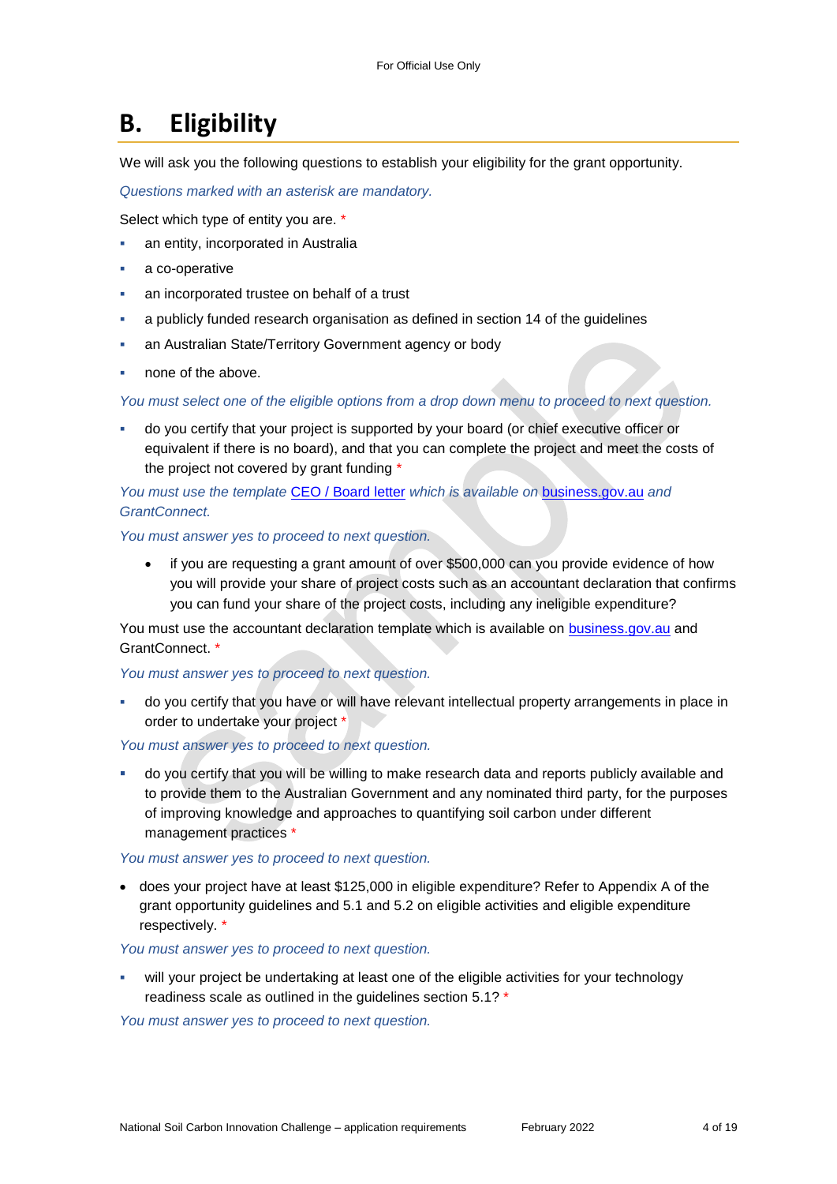# B. Eligibility

We will ask you the following questions to establish your eligibility for the grant opportunity.

*Questions marked with an asterisk are mandatory.*

Select which type of entity you are. *

- an entity, incorporated in Australia
- a co-operative
- an incorporated trustee on behalf of a trust
- a publicly funded research organisation as defined in section 14 of the guidelines
- an Australian State/Territory Government agency or body
- none of the above.

*You must select one of the eligible options from a drop down menu to proceed to next question.*

- do you certify that your project is supported by your board (or chief executive officer or equivalent if there is no board), and that you can complete the project and meet the costs of the project not covered by grant funding *

*You must use the template [CEO / Board letter] which is available on [business.gov.au] and GrantConnect.*

*You must answer yes to proceed to next question.*

  - if you are requesting a grant amount of over $500,000 can you provide evidence of how you will provide your share of project costs such as an accountant declaration that confirms you can fund your share of the project costs, including any ineligible expenditure?

You must use the accountant declaration template which is available on [business.gov.au] and GrantConnect. *

*You must answer yes to proceed to next question.*

- do you certify that you have or will have relevant intellectual property arrangements in place in order to undertake your project *

*You must answer yes to proceed to next question.*

- do you certify that you will be willing to make research data and reports publicly available and to provide them to the Australian Government and any nominated third party, for the purposes of improving knowledge and approaches to quantifying soil carbon under different management practices *

*You must answer yes to proceed to next question.*

- does your project have at least $125,000 in eligible expenditure? Refer to Appendix A of the grant opportunity guidelines and 5.1 and 5.2 on eligible activities and eligible expenditure respectively. *

*You must answer yes to proceed to next question.*

- will your project be undertaking at least one of the eligible activities for your technology readiness scale as outlined in the guidelines section 5.1? *

*You must answer yes to proceed to next question.*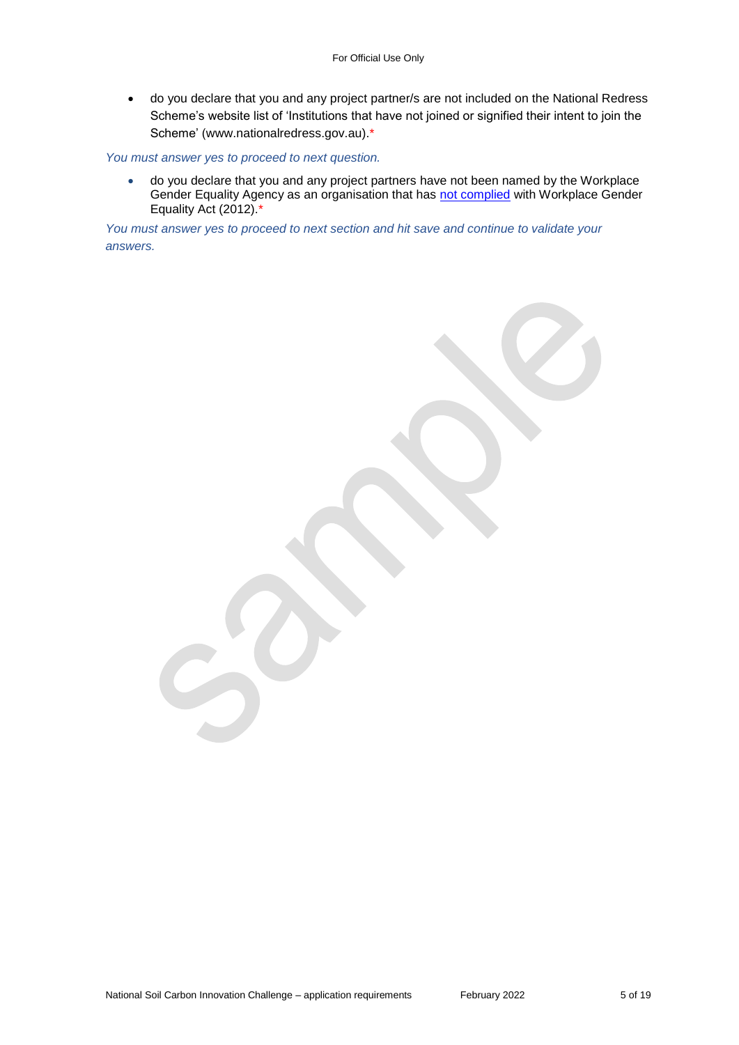- do you declare that you and any project partner/s are not included on the National Redress Scheme's website list of 'Institutions that have not joined or signified their intent to join the Scheme' (www.nationalredress.gov.au).*

*You must answer yes to proceed to next question.*

- do you declare that you and any project partners have not been named by the Workplace Gender Equality Agency as an organisation that has [not complied] with Workplace Gender Equality Act (2012).*

*You must answer yes to proceed to next section and hit save and continue to validate your answers.*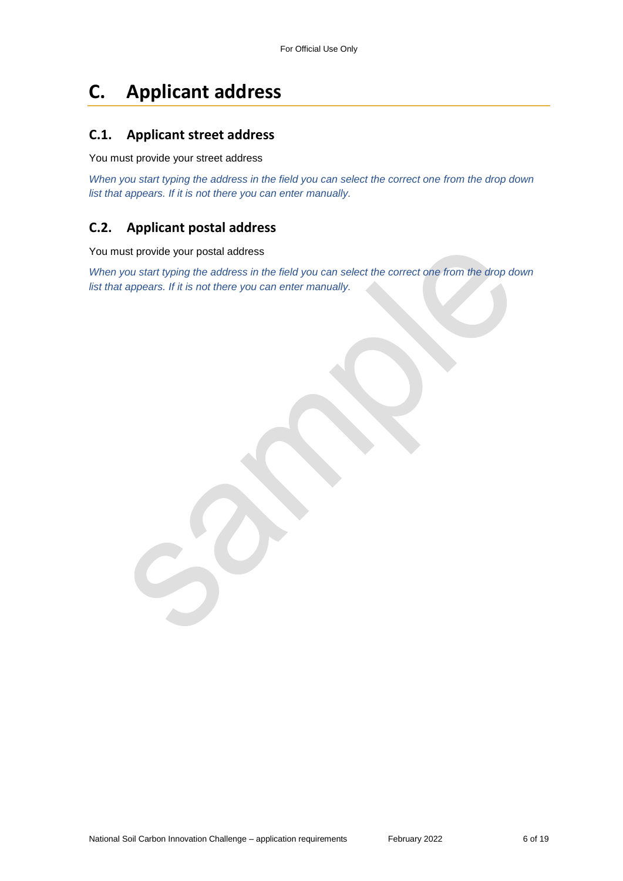# C. Applicant address

## C.1. Applicant street address

You must provide your street address

*When you start typing the address in the field you can select the correct one from the drop down list that appears. If it is not there you can enter manually.*

## C.2. Applicant postal address

You must provide your postal address

*When you start typing the address in the field you can select the correct one from the drop down list that appears. If it is not there you can enter manually.*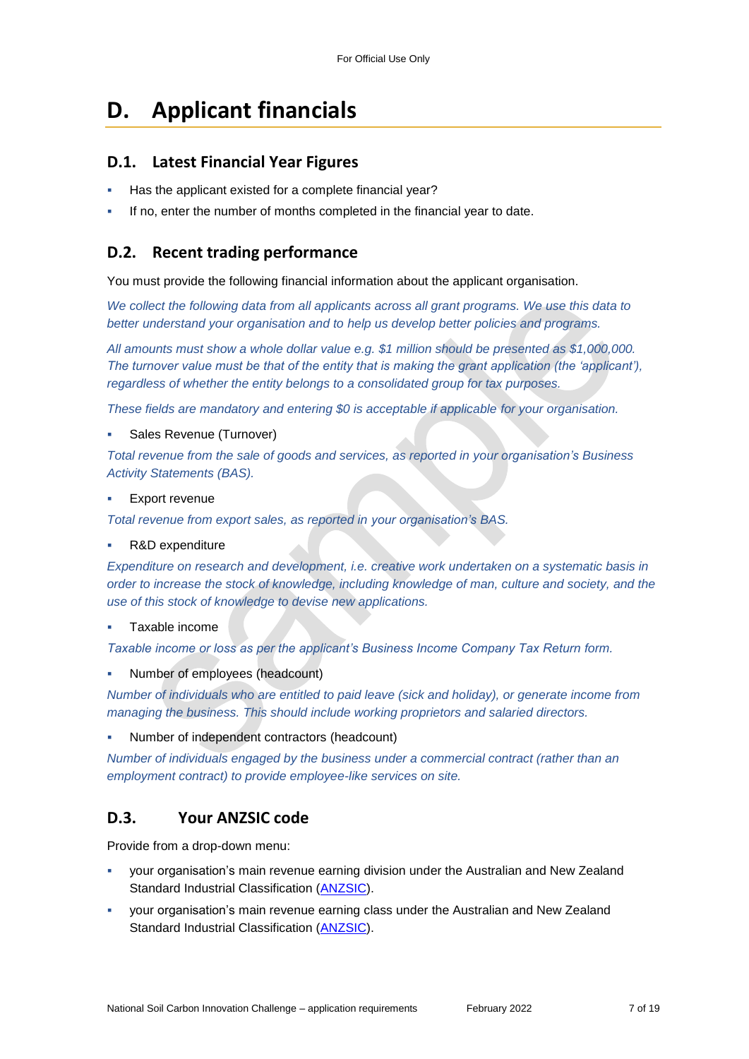# D. Applicant financials

## D.1. Latest Financial Year Figures

- Has the applicant existed for a complete financial year?
- If no, enter the number of months completed in the financial year to date.

## D.2. Recent trading performance

You must provide the following financial information about the applicant organisation.

*We collect the following data from all applicants across all grant programs. We use this data to better understand your organisation and to help us develop better policies and programs.*

*All amounts must show a whole dollar value e.g. $1 million should be presented as $1,000,000. The turnover value must be that of the entity that is making the grant application (the 'applicant'), regardless of whether the entity belongs to a consolidated group for tax purposes.*

*These fields are mandatory and entering $0 is acceptable if applicable for your organisation.*

- Sales Revenue (Turnover)

*Total revenue from the sale of goods and services, as reported in your organisation's Business Activity Statements (BAS).*

- Export revenue

*Total revenue from export sales, as reported in your organisation's BAS.*

- R&D expenditure

*Expenditure on research and development, i.e. creative work undertaken on a systematic basis in order to increase the stock of knowledge, including knowledge of man, culture and society, and the use of this stock of knowledge to devise new applications.*

- Taxable income

*Taxable income or loss as per the applicant's Business Income Company Tax Return form.*

- Number of employees (headcount)

*Number of individuals who are entitled to paid leave (sick and holiday), or generate income from managing the business. This should include working proprietors and salaried directors.*

- Number of independent contractors (headcount)

*Number of individuals engaged by the business under a commercial contract (rather than an employment contract) to provide employee-like services on site.*

## D.3. Your ANZSIC code

Provide from a drop-down menu:

- your organisation's main revenue earning division under the Australian and New Zealand Standard Industrial Classification (ANZSIC).
- your organisation's main revenue earning class under the Australian and New Zealand Standard Industrial Classification (ANZSIC).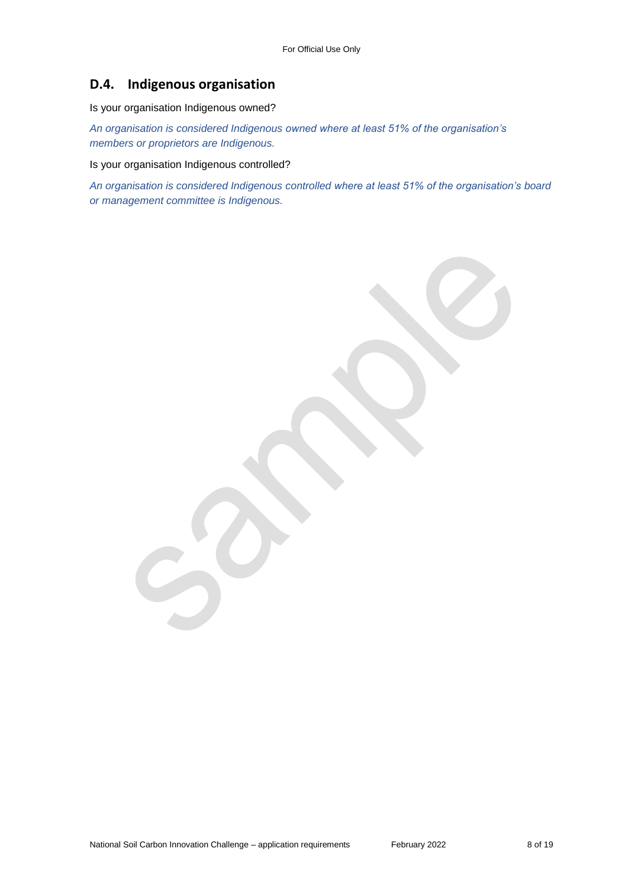## D.4. Indigenous organisation

Is your organisation Indigenous owned?

*An organisation is considered Indigenous owned where at least 51% of the organisation's members or proprietors are Indigenous.*

Is your organisation Indigenous controlled?

*An organisation is considered Indigenous controlled where at least 51% of the organisation's board or management committee is Indigenous.*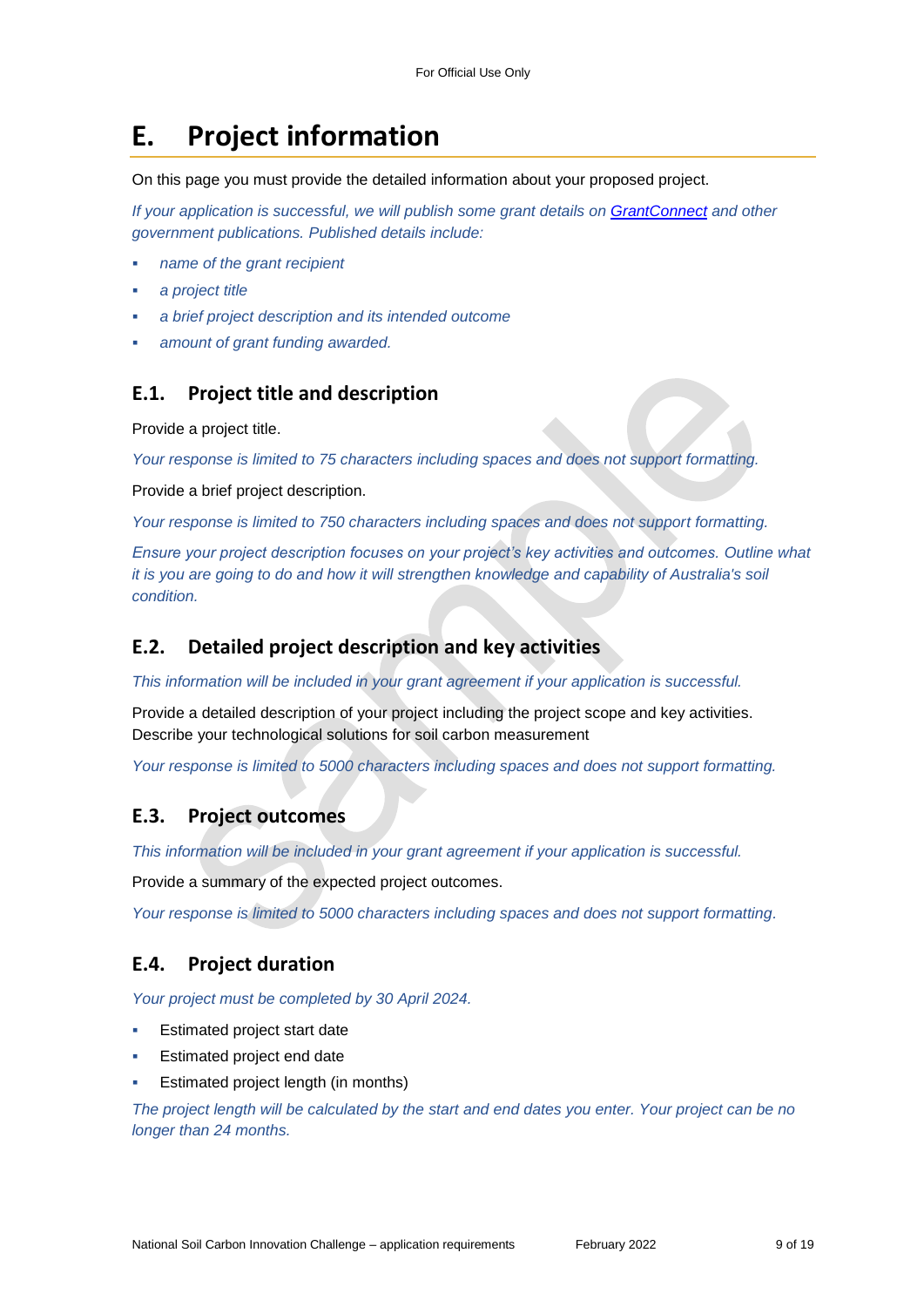# E. Project information

On this page you must provide the detailed information about your proposed project.

*If your application is successful, we will publish some grant details on [GrantConnect](GrantConnect) and other government publications. Published details include:*

- *name of the grant recipient*
- *a project title*
- *a brief project description and its intended outcome*
- *amount of grant funding awarded.*

## E.1. Project title and description

Provide a project title.

*Your response is limited to 75 characters including spaces and does not support formatting.*

Provide a brief project description.

*Your response is limited to 750 characters including spaces and does not support formatting.*

*Ensure your project description focuses on your project's key activities and outcomes. Outline what it is you are going to do and how it will strengthen knowledge and capability of Australia's soil condition.*

## E.2. Detailed project description and key activities

*This information will be included in your grant agreement if your application is successful.*

Provide a detailed description of your project including the project scope and key activities. Describe your technological solutions for soil carbon measurement

*Your response is limited to 5000 characters including spaces and does not support formatting.*

## E.3. Project outcomes

*This information will be included in your grant agreement if your application is successful.*

Provide a summary of the expected project outcomes.

*Your response is limited to 5000 characters including spaces and does not support formatting.*

## E.4. Project duration

*Your project must be completed by 30 April 2024.*

- Estimated project start date
- Estimated project end date
- Estimated project length (in months)

*The project length will be calculated by the start and end dates you enter. Your project can be no longer than 24 months.*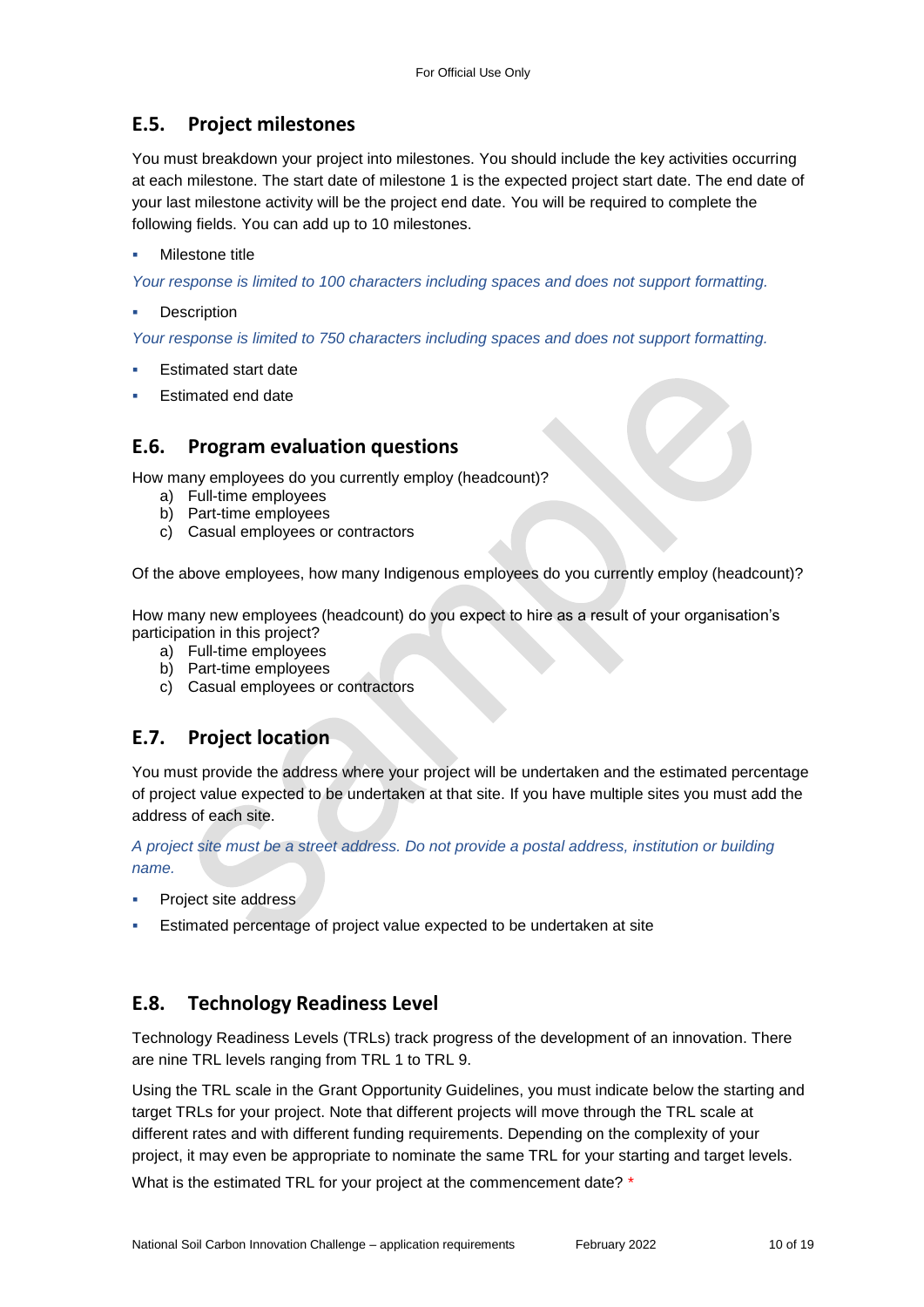## E.5. Project milestones

You must breakdown your project into milestones. You should include the key activities occurring at each milestone. The start date of milestone 1 is the expected project start date. The end date of your last milestone activity will be the project end date. You will be required to complete the following fields. You can add up to 10 milestones.

- Milestone title

*Your response is limited to 100 characters including spaces and does not support formatting.*

- Description

*Your response is limited to 750 characters including spaces and does not support formatting.*

- Estimated start date
- Estimated end date

## E.6. Program evaluation questions

How many employees do you currently employ (headcount)?

a) Full-time employees
b) Part-time employees
c) Casual employees or contractors

Of the above employees, how many Indigenous employees do you currently employ (headcount)?

How many new employees (headcount) do you expect to hire as a result of your organisation's participation in this project?

a) Full-time employees
b) Part-time employees
c) Casual employees or contractors

## E.7. Project location

You must provide the address where your project will be undertaken and the estimated percentage of project value expected to be undertaken at that site. If you have multiple sites you must add the address of each site.

*A project site must be a street address. Do not provide a postal address, institution or building name.*

- Project site address
- Estimated percentage of project value expected to be undertaken at site

## E.8. Technology Readiness Level

Technology Readiness Levels (TRLs) track progress of the development of an innovation. There are nine TRL levels ranging from TRL 1 to TRL 9.

Using the TRL scale in the Grant Opportunity Guidelines, you must indicate below the starting and target TRLs for your project. Note that different projects will move through the TRL scale at different rates and with different funding requirements. Depending on the complexity of your project, it may even be appropriate to nominate the same TRL for your starting and target levels.

What is the estimated TRL for your project at the commencement date? *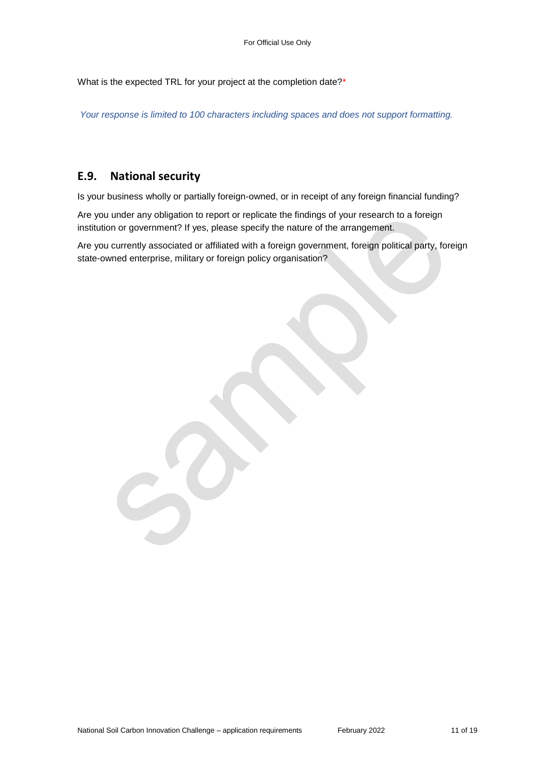What is the expected TRL for your project at the completion date?*

*Your response is limited to 100 characters including spaces and does not support formatting.*

## E.9. National security

Is your business wholly or partially foreign-owned, or in receipt of any foreign financial funding?

Are you under any obligation to report or replicate the findings of your research to a foreign institution or government? If yes, please specify the nature of the arrangement.

Are you currently associated or affiliated with a foreign government, foreign political party, foreign state-owned enterprise, military or foreign policy organisation?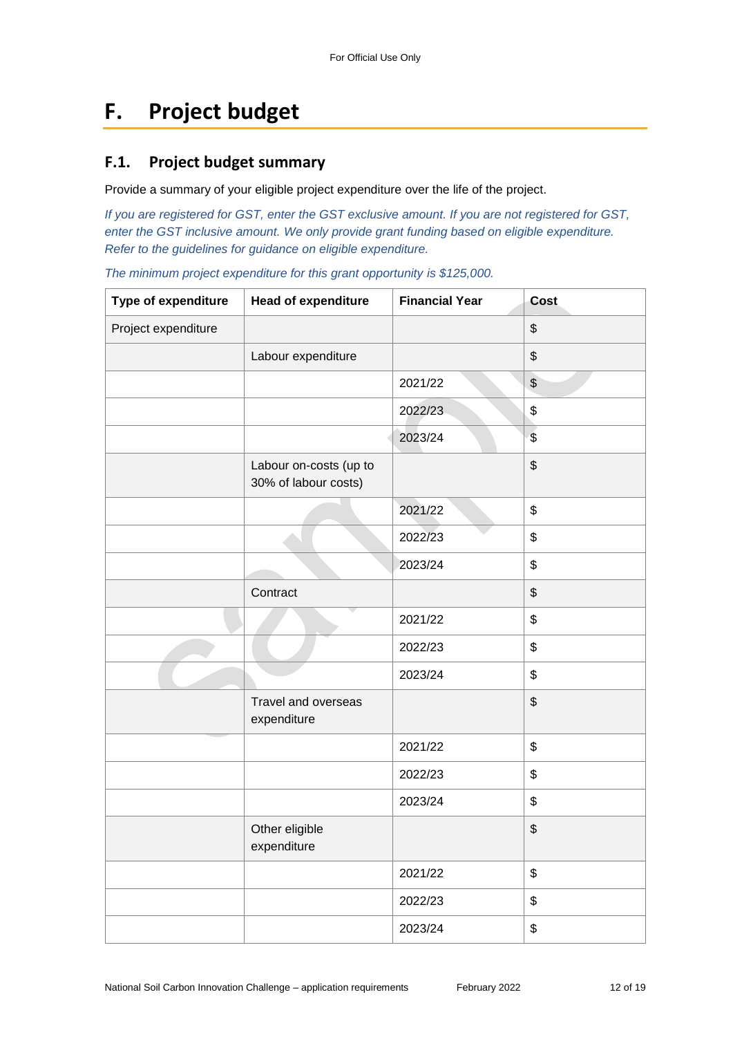# F. Project budget

## F.1. Project budget summary

Provide a summary of your eligible project expenditure over the life of the project.

*If you are registered for GST, enter the GST exclusive amount. If you are not registered for GST, enter the GST inclusive amount. We only provide grant funding based on eligible expenditure. Refer to the guidelines for guidance on eligible expenditure.*

*The minimum project expenditure for this grant opportunity is $125,000.*

| Type of expenditure | Head of expenditure | Financial Year | Cost |
|---|---|---|---|
| Project expenditure | | | $ |
| | Labour expenditure | | $ |
| | | 2021/22 | $ |
| | | 2022/23 | $ |
| | | 2023/24 | $ |
| | Labour on-costs (up to 30% of labour costs) | | $ |
| | | 2021/22 | $ |
| | | 2022/23 | $ |
| | | 2023/24 | $ |
| | Contract | | $ |
| | | 2021/22 | $ |
| | | 2022/23 | $ |
| | | 2023/24 | $ |
| | Travel and overseas expenditure | | $ |
| | | 2021/22 | $ |
| | | 2022/23 | $ |
| | | 2023/24 | $ |
| | Other eligible expenditure | | $ |
| | | 2021/22 | $ |
| | | 2022/23 | $ |
| | | 2023/24 | $ |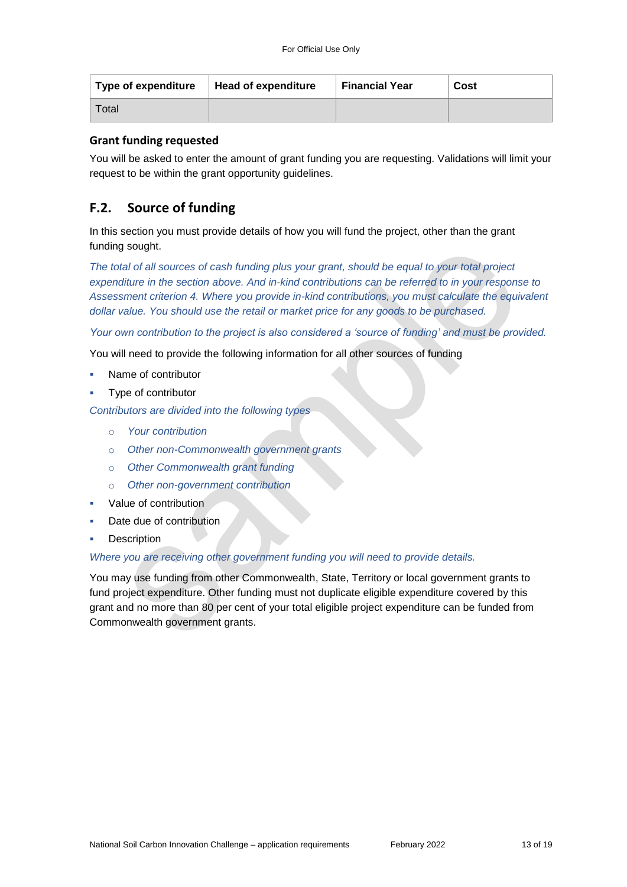| Type of expenditure | Head of expenditure | Financial Year | Cost |
|---|---|---|---|
| Total | | | |

### Grant funding requested

You will be asked to enter the amount of grant funding you are requesting. Validations will limit your request to be within the grant opportunity guidelines.

## F.2. Source of funding

In this section you must provide details of how you will fund the project, other than the grant funding sought.

*The total of all sources of cash funding plus your grant, should be equal to your total project expenditure in the section above. And in-kind contributions can be referred to in your response to Assessment criterion 4. Where you provide in-kind contributions, you must calculate the equivalent dollar value. You should use the retail or market price for any goods to be purchased.*

*Your own contribution to the project is also considered a 'source of funding' and must be provided.*

You will need to provide the following information for all other sources of funding

- Name of contributor
- Type of contributor

*Contributors are divided into the following types*

  - *Your contribution*
  - *Other non-Commonwealth government grants*
  - *Other Commonwealth grant funding*
  - *Other non-government contribution*

- Value of contribution
- Date due of contribution
- Description

*Where you are receiving other government funding you will need to provide details.*

You may use funding from other Commonwealth, State, Territory or local government grants to fund project expenditure. Other funding must not duplicate eligible expenditure covered by this grant and no more than 80 per cent of your total eligible project expenditure can be funded from Commonwealth government grants.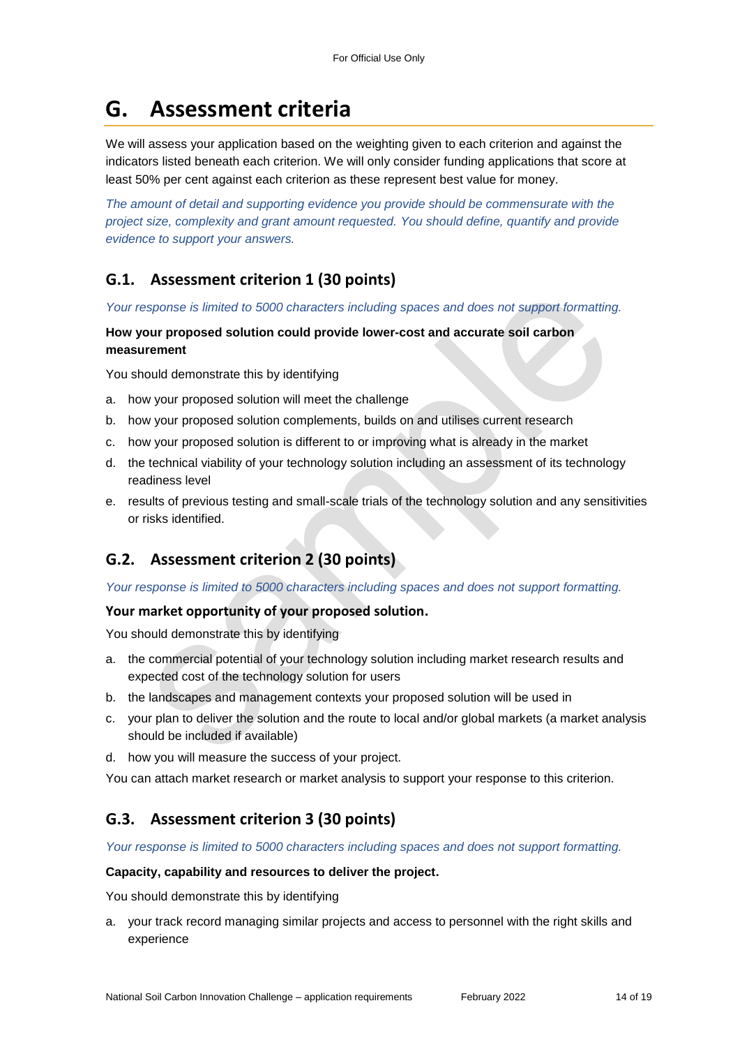# G. Assessment criteria

We will assess your application based on the weighting given to each criterion and against the indicators listed beneath each criterion. We will only consider funding applications that score at least 50% per cent against each criterion as these represent best value for money.

*The amount of detail and supporting evidence you provide should be commensurate with the project size, complexity and grant amount requested. You should define, quantify and provide evidence to support your answers.*

## G.1. Assessment criterion 1 (30 points)

*Your response is limited to 5000 characters including spaces and does not support formatting.*

**How your proposed solution could provide lower-cost and accurate soil carbon measurement**

You should demonstrate this by identifying

a. how your proposed solution will meet the challenge
b. how your proposed solution complements, builds on and utilises current research
c. how your proposed solution is different to or improving what is already in the market
d. the technical viability of your technology solution including an assessment of its technology readiness level
e. results of previous testing and small-scale trials of the technology solution and any sensitivities or risks identified.

## G.2. Assessment criterion 2 (30 points)

*Your response is limited to 5000 characters including spaces and does not support formatting.*

**Your market opportunity of your proposed solution.**

You should demonstrate this by identifying

a. the commercial potential of your technology solution including market research results and expected cost of the technology solution for users
b. the landscapes and management contexts your proposed solution will be used in
c. your plan to deliver the solution and the route to local and/or global markets (a market analysis should be included if available)
d. how you will measure the success of your project.

You can attach market research or market analysis to support your response to this criterion.

## G.3. Assessment criterion 3 (30 points)

*Your response is limited to 5000 characters including spaces and does not support formatting.*

**Capacity, capability and resources to deliver the project.**

You should demonstrate this by identifying

a. your track record managing similar projects and access to personnel with the right skills and experience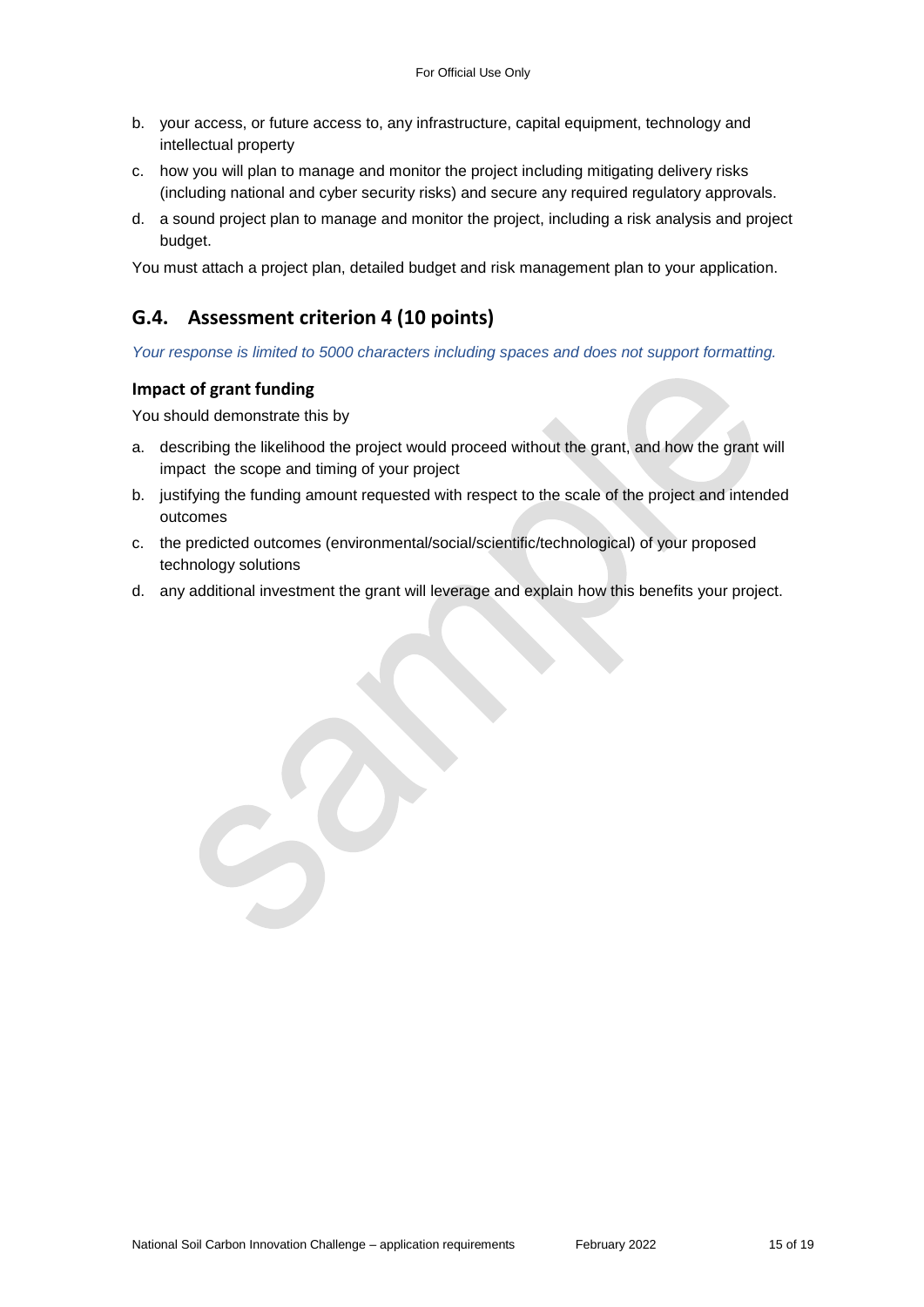b. your access, or future access to, any infrastructure, capital equipment, technology and intellectual property
c. how you will plan to manage and monitor the project including mitigating delivery risks (including national and cyber security risks) and secure any required regulatory approvals.
d. a sound project plan to manage and monitor the project, including a risk analysis and project budget.

You must attach a project plan, detailed budget and risk management plan to your application.

## G.4. Assessment criterion 4 (10 points)

*Your response is limited to 5000 characters including spaces and does not support formatting.*

### Impact of grant funding

You should demonstrate this by

a. describing the likelihood the project would proceed without the grant, and how the grant will impact the scope and timing of your project
b. justifying the funding amount requested with respect to the scale of the project and intended outcomes
c. the predicted outcomes (environmental/social/scientific/technological) of your proposed technology solutions
d. any additional investment the grant will leverage and explain how this benefits your project.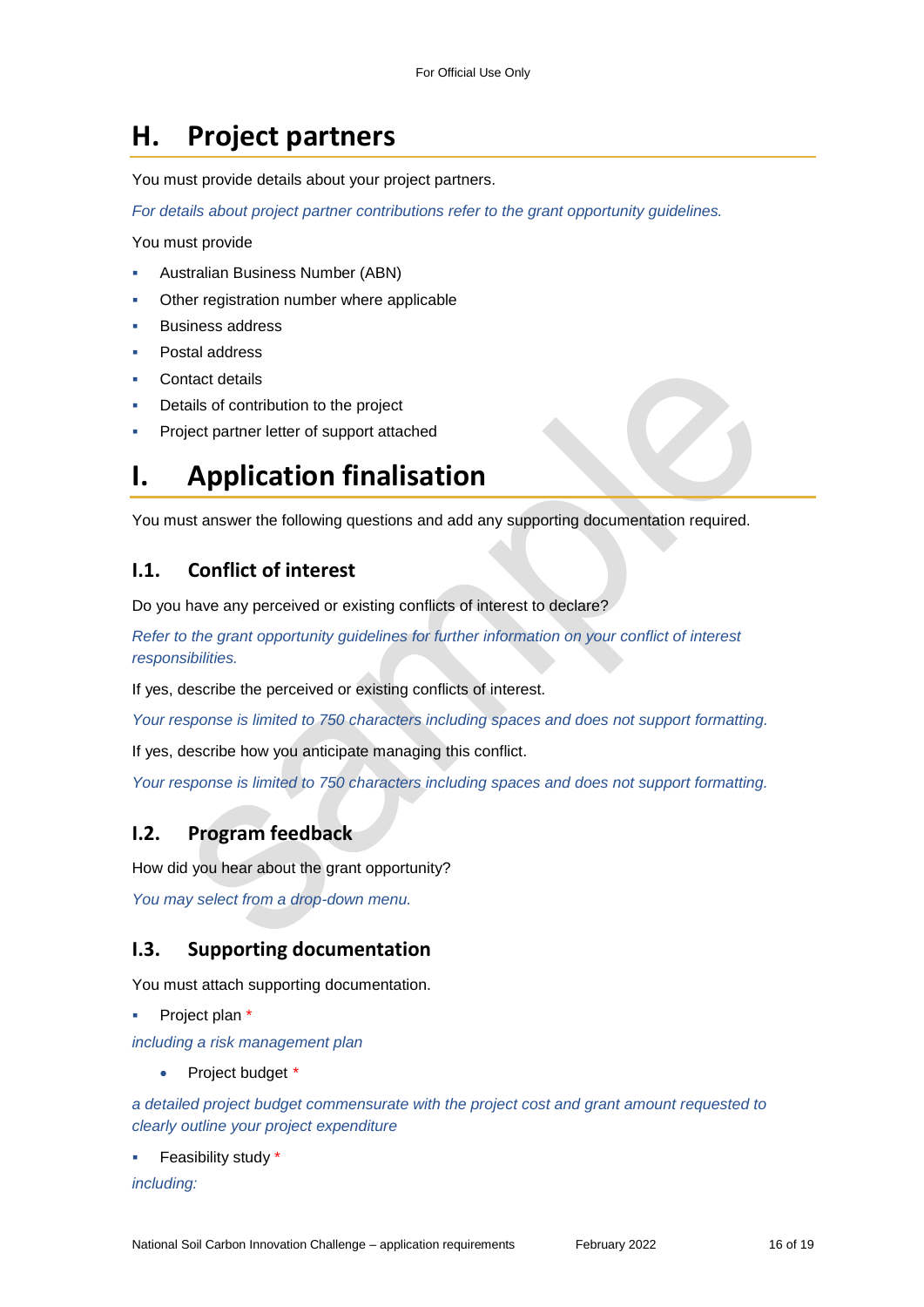# H. Project partners

You must provide details about your project partners.

*For details about project partner contributions refer to the grant opportunity guidelines.*

You must provide

- Australian Business Number (ABN)
- Other registration number where applicable
- Business address
- Postal address
- Contact details
- Details of contribution to the project
- Project partner letter of support attached

# I. Application finalisation

You must answer the following questions and add any supporting documentation required.

## I.1. Conflict of interest

Do you have any perceived or existing conflicts of interest to declare?

*Refer to the grant opportunity guidelines for further information on your conflict of interest responsibilities.*

If yes, describe the perceived or existing conflicts of interest.

*Your response is limited to 750 characters including spaces and does not support formatting.*

If yes, describe how you anticipate managing this conflict.

*Your response is limited to 750 characters including spaces and does not support formatting.*

## I.2. Program feedback

How did you hear about the grant opportunity?

*You may select from a drop-down menu.*

## I.3. Supporting documentation

You must attach supporting documentation.

- Project plan *

*including a risk management plan*

- Project budget *

*a detailed project budget commensurate with the project cost and grant amount requested to clearly outline your project expenditure*

- Feasibility study *

*including:*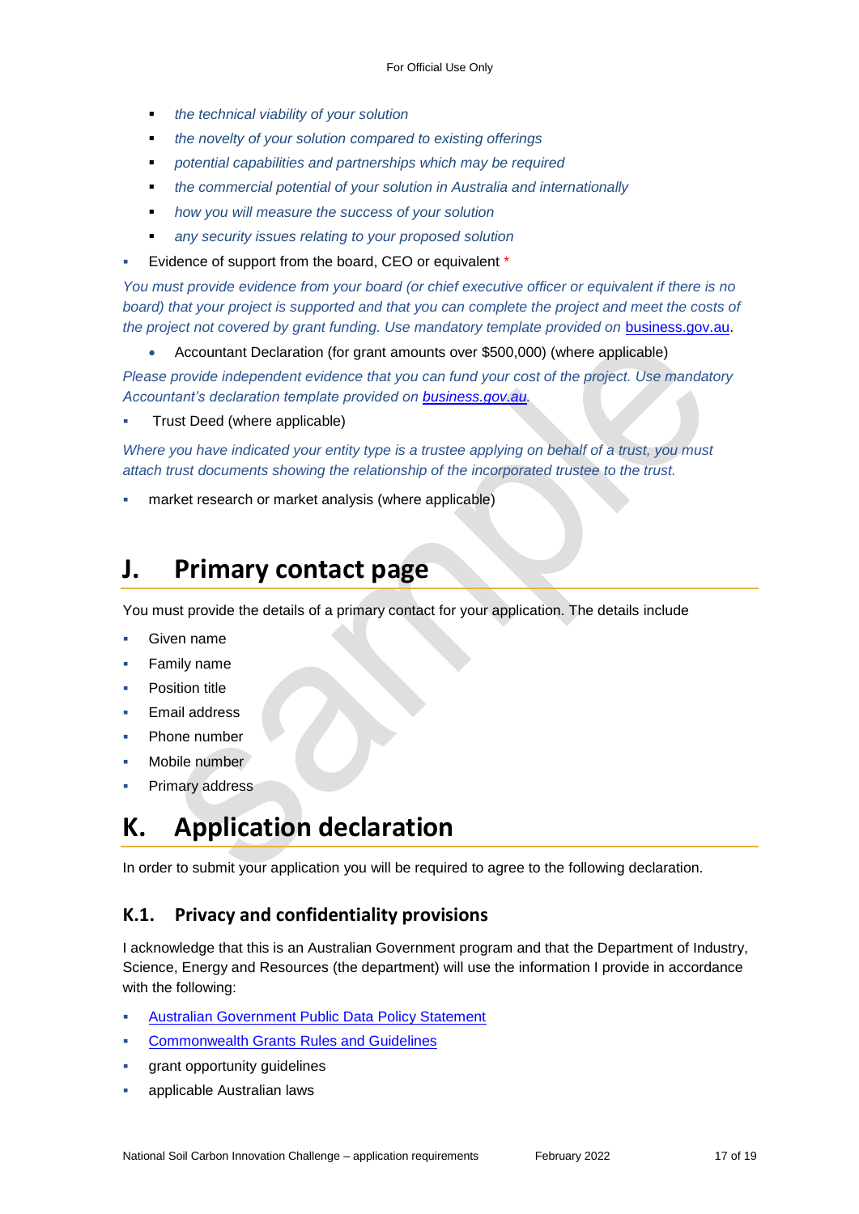- *the technical viability of your solution*
  - *the novelty of your solution compared to existing offerings*
  - *potential capabilities and partnerships which may be required*
  - *the commercial potential of your solution in Australia and internationally*
  - *how you will measure the success of your solution*
  - *any security issues relating to your proposed solution*
- Evidence of support from the board, CEO or equivalent *

*You must provide evidence from your board (or chief executive officer or equivalent if there is no board) that your project is supported and that you can complete the project and meet the costs of the project not covered by grant funding. Use mandatory template provided on* [business.gov.au](business.gov.au).

- Accountant Declaration (for grant amounts over $500,000) (where applicable)

*Please provide independent evidence that you can fund your cost of the project. Use mandatory Accountant's declaration template provided on [business.gov.au](business.gov.au).*

- Trust Deed (where applicable)

*Where you have indicated your entity type is a trustee applying on behalf of a trust, you must attach trust documents showing the relationship of the incorporated trustee to the trust.*

- market research or market analysis (where applicable)

# J. Primary contact page

You must provide the details of a primary contact for your application. The details include

- Given name
- Family name
- Position title
- Email address
- Phone number
- Mobile number
- Primary address

# K. Application declaration

In order to submit your application you will be required to agree to the following declaration.

## K.1. Privacy and confidentiality provisions

I acknowledge that this is an Australian Government program and that the Department of Industry, Science, Energy and Resources (the department) will use the information I provide in accordance with the following:

- Australian Government Public Data Policy Statement
- Commonwealth Grants Rules and Guidelines
- grant opportunity guidelines
- applicable Australian laws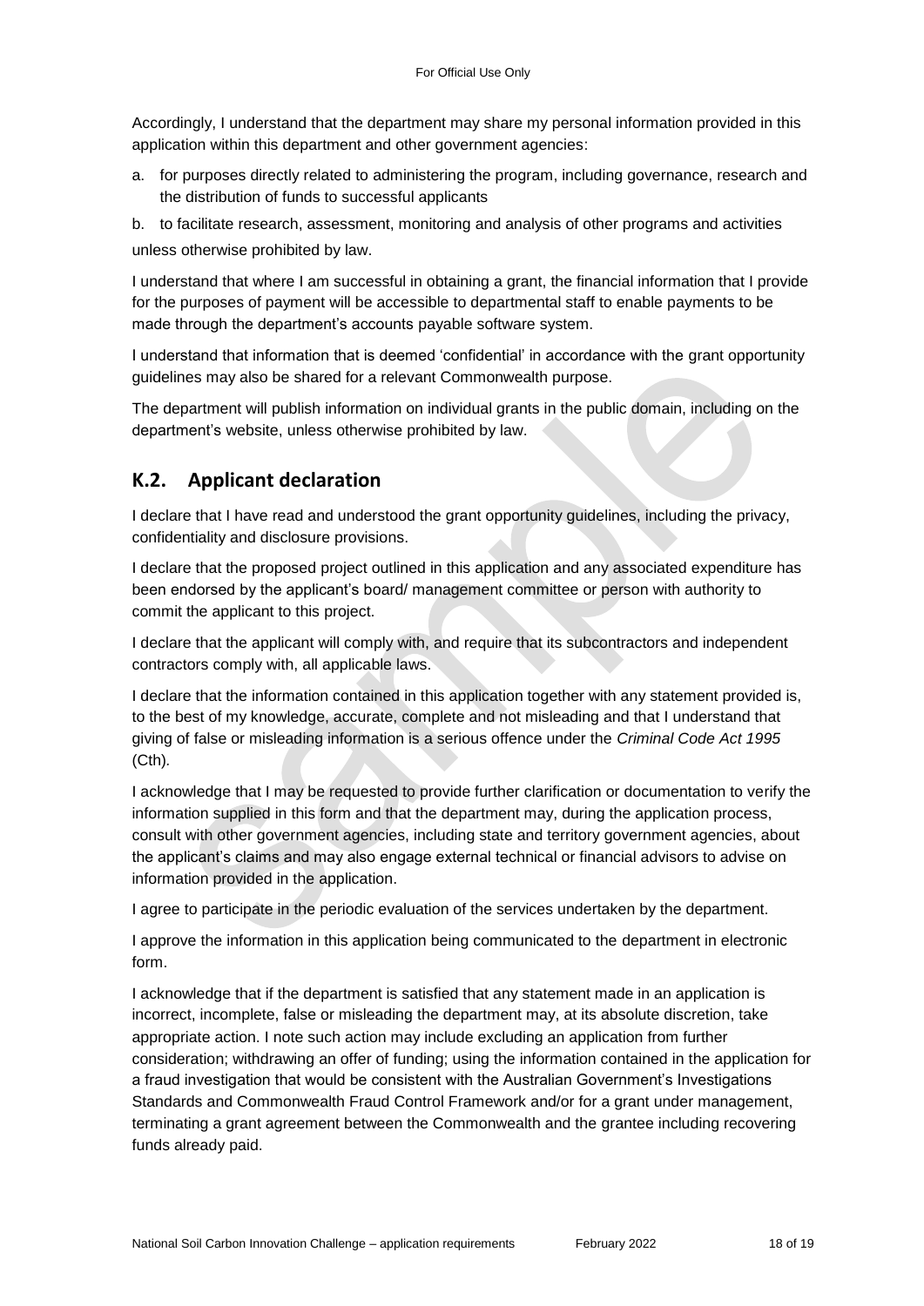Accordingly, I understand that the department may share my personal information provided in this application within this department and other government agencies:

a. for purposes directly related to administering the program, including governance, research and the distribution of funds to successful applicants

b. to facilitate research, assessment, monitoring and analysis of other programs and activities

unless otherwise prohibited by law.

I understand that where I am successful in obtaining a grant, the financial information that I provide for the purposes of payment will be accessible to departmental staff to enable payments to be made through the department's accounts payable software system.

I understand that information that is deemed 'confidential' in accordance with the grant opportunity guidelines may also be shared for a relevant Commonwealth purpose.

The department will publish information on individual grants in the public domain, including on the department's website, unless otherwise prohibited by law.

## K.2. Applicant declaration

I declare that I have read and understood the grant opportunity guidelines, including the privacy, confidentiality and disclosure provisions.

I declare that the proposed project outlined in this application and any associated expenditure has been endorsed by the applicant's board/ management committee or person with authority to commit the applicant to this project.

I declare that the applicant will comply with, and require that its subcontractors and independent contractors comply with, all applicable laws.

I declare that the information contained in this application together with any statement provided is, to the best of my knowledge, accurate, complete and not misleading and that I understand that giving of false or misleading information is a serious offence under the *Criminal Code Act 1995* (Cth).

I acknowledge that I may be requested to provide further clarification or documentation to verify the information supplied in this form and that the department may, during the application process, consult with other government agencies, including state and territory government agencies, about the applicant's claims and may also engage external technical or financial advisors to advise on information provided in the application.

I agree to participate in the periodic evaluation of the services undertaken by the department.

I approve the information in this application being communicated to the department in electronic form.

I acknowledge that if the department is satisfied that any statement made in an application is incorrect, incomplete, false or misleading the department may, at its absolute discretion, take appropriate action. I note such action may include excluding an application from further consideration; withdrawing an offer of funding; using the information contained in the application for a fraud investigation that would be consistent with the Australian Government's Investigations Standards and Commonwealth Fraud Control Framework and/or for a grant under management, terminating a grant agreement between the Commonwealth and the grantee including recovering funds already paid.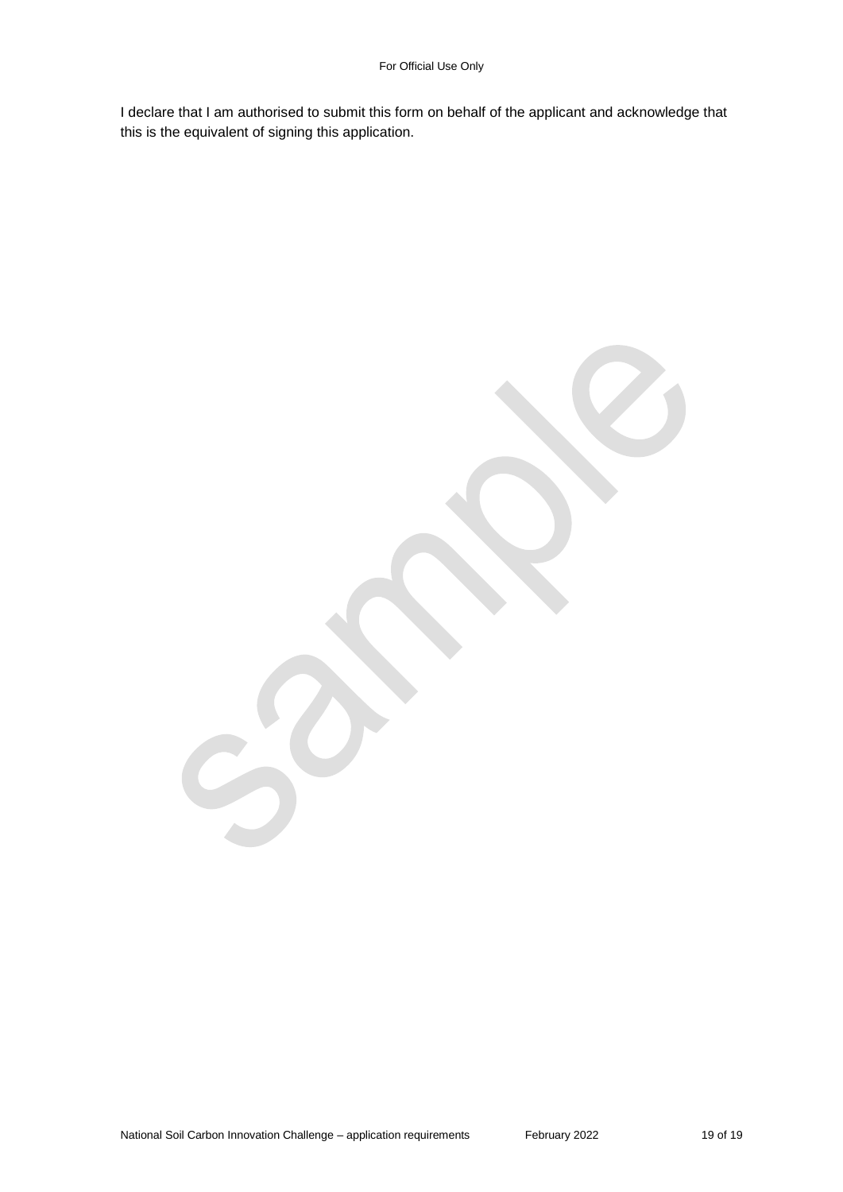I declare that I am authorised to submit this form on behalf of the applicant and acknowledge that this is the equivalent of signing this application.